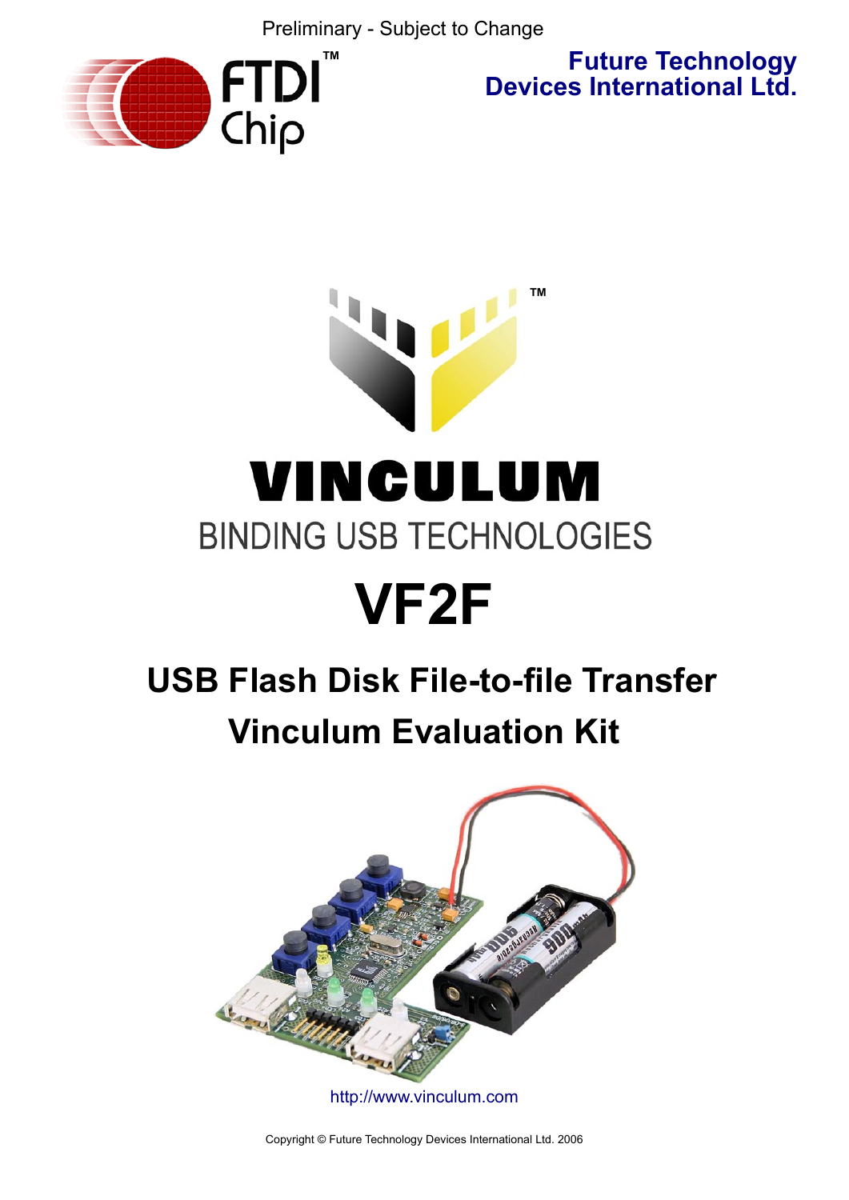Preliminary - Subject to Change

**Future Technology Devices International Ltd.**

# VINCULUM

BINDING USB TECHNOLOGIES

# VF2F

## USB Flash Disk File-to-file Transfer Vinculum Evaluation Kit

http://www.vinculum.com

Copyright © Future Technology Devices International Ltd. 2006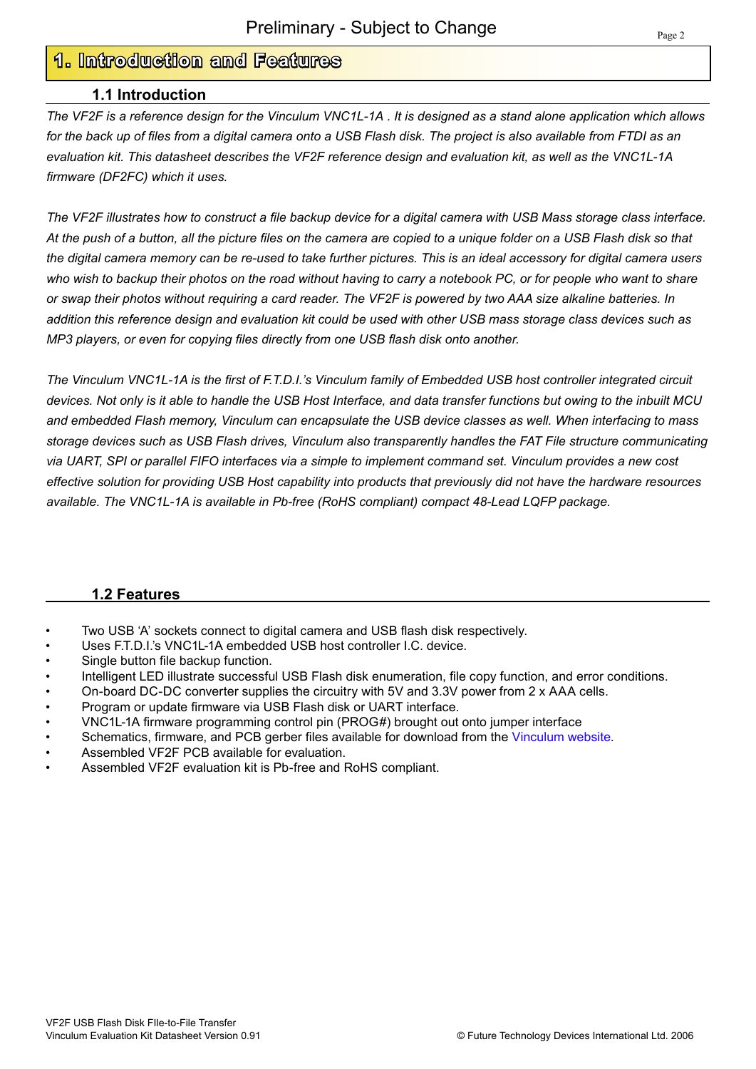# 1. Introduction and Features

## 1.1 Introduction

*The VF2F is a reference design for the Vinculum VNC1L-1A . It is designed as a stand alone application which allows for the back up of files from a digital camera onto a USB Flash disk. The project is also available from FTDI as an evaluation kit. This datasheet describes the VF2F reference design and evaluation kit, as well as the VNC1L-1A firmware (DF2FC) which it uses.*

*The VF2F illustrates how to construct a file backup device for a digital camera with USB Mass storage class interface. At the push of a button, all the picture files on the camera are copied to a unique folder on a USB Flash disk so that the digital camera memory can be re-used to take further pictures. This is an ideal accessory for digital camera users who wish to backup their photos on the road without having to carry a notebook PC, or for people who want to share or swap their photos without requiring a card reader. The VF2F is powered by two AAA size alkaline batteries. In addition this reference design and evaluation kit could be used with other USB mass storage class devices such as MP3 players, or even for copying files directly from one USB flash disk onto another.*

*The Vinculum VNC1L-1A is the first of F.T.D.I.'s Vinculum family of Embedded USB host controller integrated circuit devices. Not only is it able to handle the USB Host Interface, and data transfer functions but owing to the inbuilt MCU and embedded Flash memory, Vinculum can encapsulate the USB device classes as well. When interfacing to mass storage devices such as USB Flash drives, Vinculum also transparently handles the FAT File structure communicating via UART, SPI or parallel FIFO interfaces via a simple to implement command set. Vinculum provides a new cost effective solution for providing USB Host capability into products that previously did not have the hardware resources available. The VNC1L-1A is available in Pb-free (RoHS compliant) compact 48-Lead LQFP package.*

## 1.2 Features

- Two USB 'A' sockets connect to digital camera and USB flash disk respectively.
- Uses F.T.D.I.'s VNC1L-1A embedded USB host controller I.C. device.
- Single button file backup function.
- Intelligent LED illustrate successful USB Flash disk enumeration, file copy function, and error conditions.
- On-board DC-DC converter supplies the circuitry with 5V and 3.3V power from 2 x AAA cells.
- Program or update firmware via USB Flash disk or UART interface.
- VNC1L-1A firmware programming control pin (PROG#) brought out onto jumper interface
- Schematics, firmware, and PCB gerber files available for download from the Vinculum website.
- Assembled VF2F PCB available for evaluation.
- Assembled VF2F evaluation kit is Pb-free and RoHS compliant.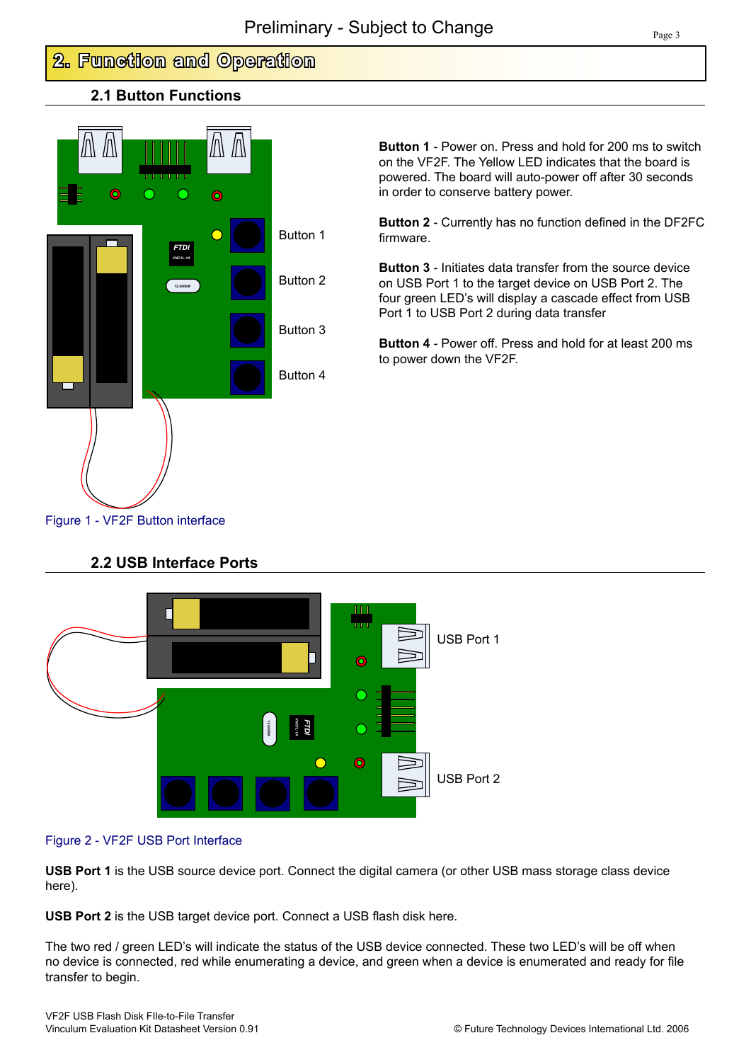# 2. Function and Operation

## 2.1 Button Functions

Button 1

Button 2

Button 3

Button 4

**Button 1** - Power on. Press and hold for 200 ms to switch on the VF2F. The Yellow LED indicates that the board is powered. The board will auto-power off after 30 seconds in order to conserve battery power.

**Button 2** - Currently has no function defined in the DF2FC firmware.

**Button 3** - Initiates data transfer from the source device on USB Port 1 to the target device on USB Port 2. The four green LED's will display a cascade effect from USB Port 1 to USB Port 2 during data transfer

**Button 4** - Power off. Press and hold for at least 200 ms to power down the VF2F.

Figure 1 - VF2F Button interface

## 2.2 USB Interface Ports

USB Port 1

USB Port 2

Figure 2 - VF2F USB Port Interface

**USB Port 1** is the USB source device port. Connect the digital camera (or other USB mass storage class device here).

**USB Port 2** is the USB target device port. Connect a USB flash disk here.

The two red / green LED's will indicate the status of the USB device connected. These two LED's will be off when no device is connected, red while enumerating a device, and green when a device is enumerated and ready for file transfer to begin.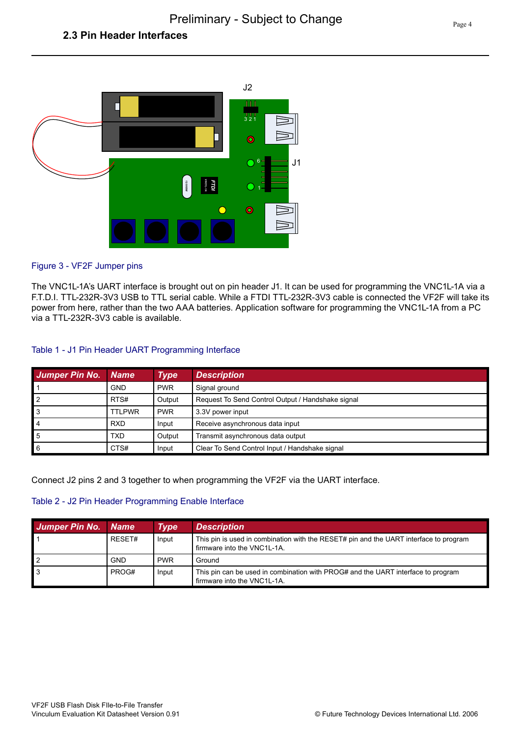## 2.3 Pin Header Interfaces

Figure 3 - VF2F Jumper pins

The VNC1L-1A's UART interface is brought out on pin header J1. It can be used for programming the VNC1L-1A via a F.T.D.I. TTL-232R-3V3 USB to TTL serial cable. While a FTDI TTL-232R-3V3 cable is connected the VF2F will take its power from here, rather than the two AAA batteries. Application software for programming the VNC1L-1A from a PC via a TTL-232R-3V3 cable is available.

Table 1 - J1 Pin Header UART Programming Interface

| *Jumper Pin No.* | *Name* | *Type* | *Description* |
|---|---|---|---|
| 1 | GND | PWR | Signal ground |
| 2 | RTS# | Output | Request To Send Control Output / Handshake signal |
| 3 | TTLPWR | PWR | 3.3V power input |
| 4 | RXD | Input | Receive asynchronous data input |
| 5 | TXD | Output | Transmit asynchronous data output |
| 6 | CTS# | Input | Clear To Send Control Input / Handshake signal |

Connect J2 pins 2 and 3 together to when programming the VF2F via the UART interface.

Table 2 - J2 Pin Header Programming Enable Interface

| *Jumper Pin No.* | *Name* | *Type* | *Description* |
|---|---|---|---|
| 1 | RESET# | Input | This pin is used in combination with the RESET# pin and the UART interface to program firmware into the VNC1L-1A. |
| 2 | GND | PWR | Ground |
| 3 | PROG# | Input | This pin can be used in combination with PROG# and the UART interface to program firmware into the VNC1L-1A. |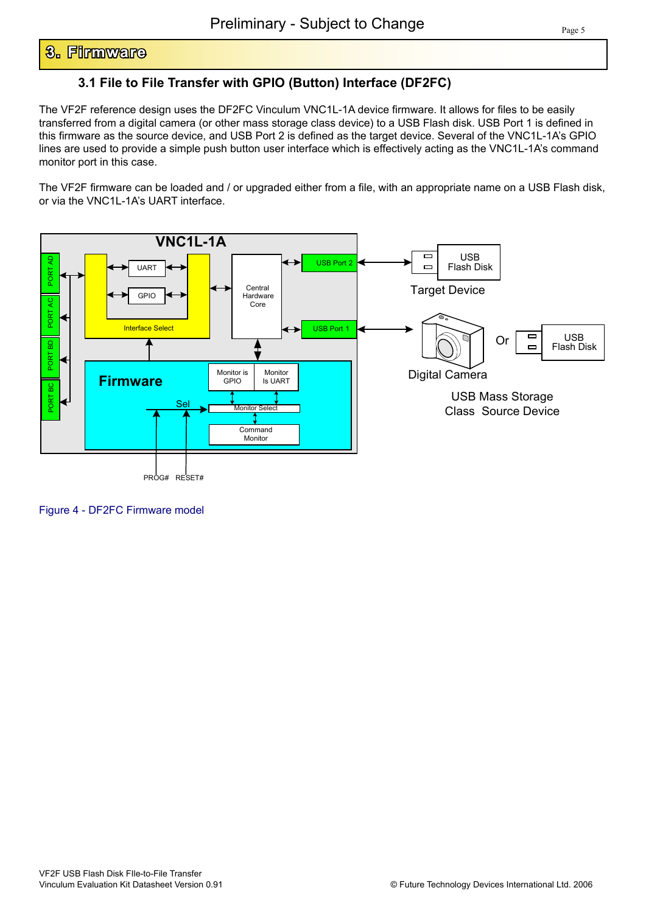# 3. Firmware

### 3.1 File to File Transfer with GPIO (Button) Interface (DF2FC)

The VF2F reference design uses the DF2FC Vinculum VNC1L-1A device firmware. It allows for files to be easily transferred from a digital camera (or other mass storage class device) to a USB Flash disk. USB Port 1 is defined in this firmware as the source device, and USB Port 2 is defined as the target device. Several of the VNC1L-1A's GPIO lines are used to provide a simple push button user interface which is effectively acting as the VNC1L-1A's command monitor port in this case.

The VF2F firmware can be loaded and / or upgraded either from a file, with an appropriate name on a USB Flash disk, or via the VNC1L-1A's UART interface.

Figure 4 - DF2FC Firmware model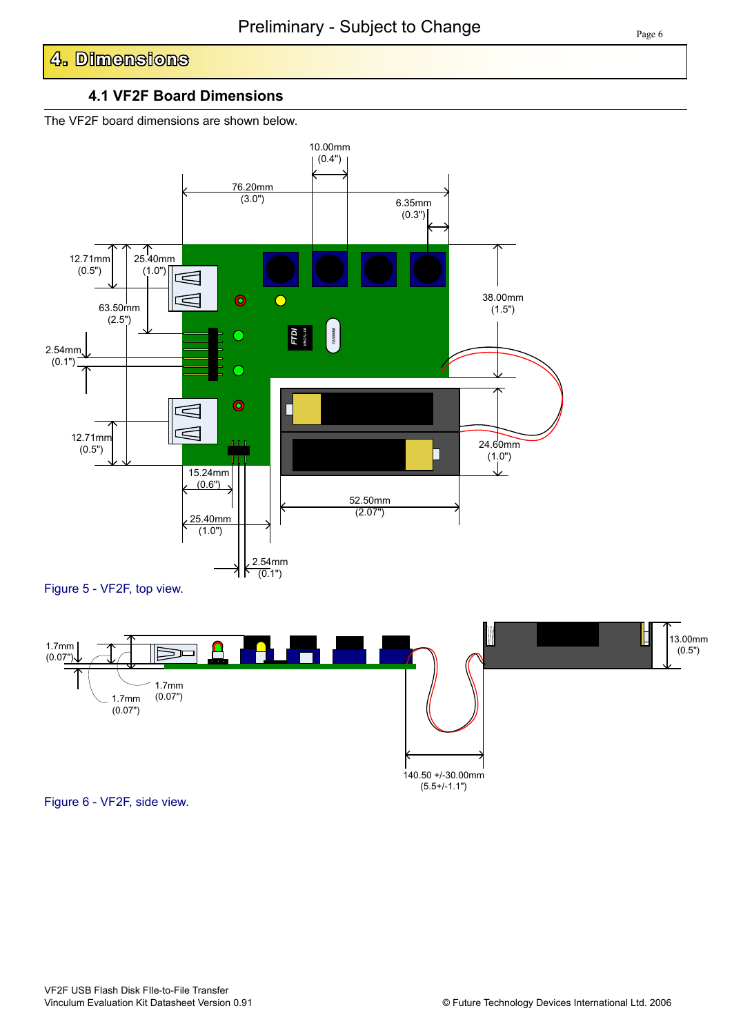# 4. Dimensions

## 4.1 VF2F Board Dimensions

The VF2F board dimensions are shown below.

Figure 5 - VF2F, top view.

Figure 6 - VF2F, side view.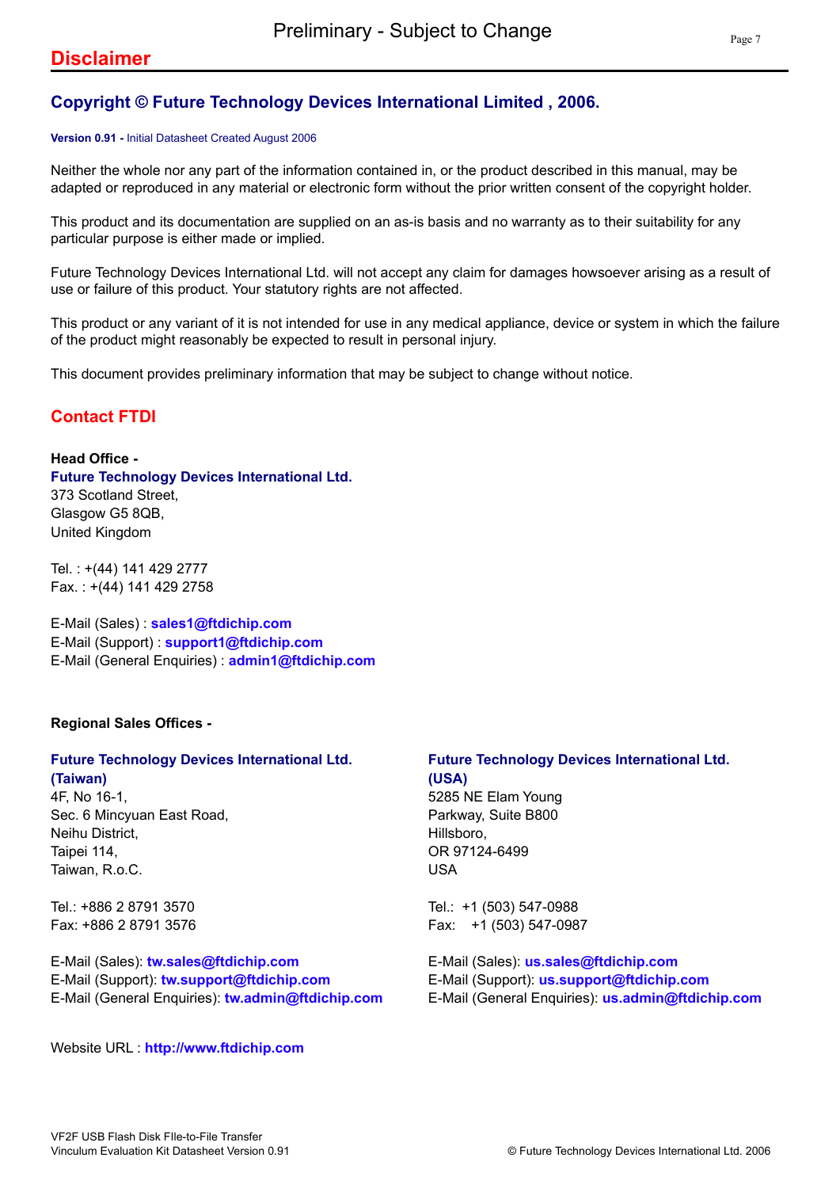# Disclaimer

## Copyright © Future Technology Devices International Limited , 2006.

**Version 0.91 -** Initial Datasheet Created August 2006

Neither the whole nor any part of the information contained in, or the product described in this manual, may be adapted or reproduced in any material or electronic form without the prior written consent of the copyright holder.

This product and its documentation are supplied on an as-is basis and no warranty as to their suitability for any particular purpose is either made or implied.

Future Technology Devices International Ltd. will not accept any claim for damages howsoever arising as a result of use or failure of this product. Your statutory rights are not affected.

This product or any variant of it is not intended for use in any medical appliance, device or system in which the failure of the product might reasonably be expected to result in personal injury.

This document provides preliminary information that may be subject to change without notice.

# Contact FTDI

**Head Office -**
**Future Technology Devices International Ltd.**
373 Scotland Street,
Glasgow G5 8QB,
United Kingdom

Tel. : +(44) 141 429 2777
Fax. : +(44) 141 429 2758

E-Mail (Sales) : **sales1@ftdichip.com**
E-Mail (Support) : **support1@ftdichip.com**
E-Mail (General Enquiries) : **admin1@ftdichip.com**

**Regional Sales Offices -**

**Future Technology Devices International Ltd. (Taiwan)**
4F, No 16-1,
Sec. 6 Mincyuan East Road,
Neihu District,
Taipei 114,
Taiwan, R.o.C.

Tel.: +886 2 8791 3570
Fax: +886 2 8791 3576

E-Mail (Sales): **tw.sales@ftdichip.com**
E-Mail (Support): **tw.support@ftdichip.com**
E-Mail (General Enquiries): **tw.admin@ftdichip.com**

**Future Technology Devices International Ltd. (USA)**
5285 NE Elam Young
Parkway, Suite B800
Hillsboro,
OR 97124-6499
USA

Tel.: +1 (503) 547-0988
Fax: +1 (503) 547-0987

E-Mail (Sales): **us.sales@ftdichip.com**
E-Mail (Support): **us.support@ftdichip.com**
E-Mail (General Enquiries): **us.admin@ftdichip.com**

Website URL : **http://www.ftdichip.com**